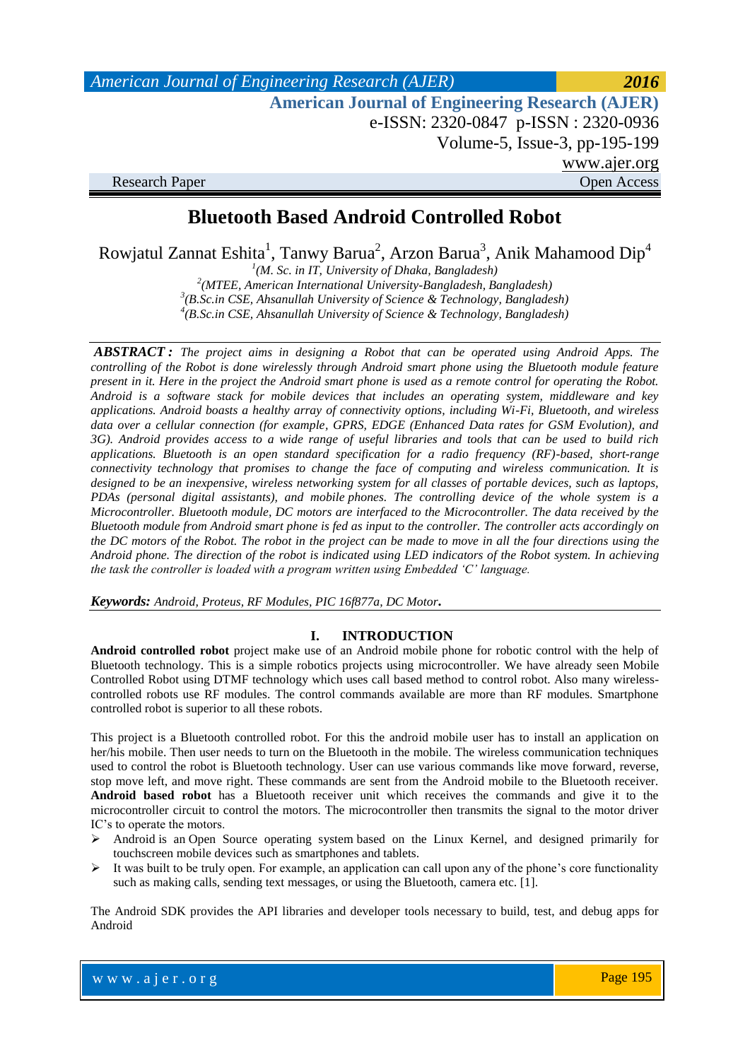# Bluetooth Based Android Controlled Robot

Rowjatul Zannat Eshita[1], Tanwy Barua[2], Arzon Barua[3], Anik Mahamood Dip[4]

[1](M. Sc. in IT, University of Dhaka, Bangladesh)
[2](MTEE, American International University-Bangladesh, Bangladesh)
[3](B.Sc.in CSE, Ahsanullah University of Science & Technology, Bangladesh)
[4](B.Sc.in CSE, Ahsanullah University of Science & Technology, Bangladesh)

***ABSTRACT :*** *The project aims in designing a Robot that can be operated using Android Apps. The controlling of the Robot is done wirelessly through Android smart phone using the Bluetooth module feature present in it. Here in the project the Android smart phone is used as a remote control for operating the Robot. Android is a software stack for mobile devices that includes an operating system, middleware and key applications. Android boasts a healthy array of connectivity options, including Wi-Fi, Bluetooth, and wireless data over a cellular connection (for example, GPRS, EDGE (Enhanced Data rates for GSM Evolution), and 3G). Android provides access to a wide range of useful libraries and tools that can be used to build rich applications. Bluetooth is an open standard specification for a radio frequency (RF)-based, short-range connectivity technology that promises to change the face of computing and wireless communication. It is designed to be an inexpensive, wireless networking system for all classes of portable devices, such as laptops, PDAs (personal digital assistants), and mobile phones. The controlling device of the whole system is a Microcontroller. Bluetooth module, DC motors are interfaced to the Microcontroller. The data received by the Bluetooth module from Android smart phone is fed as input to the controller. The controller acts accordingly on the DC motors of the Robot. The robot in the project can be made to move in all the four directions using the Android phone. The direction of the robot is indicated using LED indicators of the Robot system. In achieving the task the controller is loaded with a program written using Embedded 'C' language.*

***Keywords:*** *Android, Proteus, RF Modules, PIC 16f877a, DC Motor***.**

## I. INTRODUCTION

**Android controlled robot** project make use of an Android mobile phone for robotic control with the help of Bluetooth technology. This is a simple robotics projects using microcontroller. We have already seen Mobile Controlled Robot using DTMF technology which uses call based method to control robot. Also many wireless-controlled robots use RF modules. The control commands available are more than RF modules. Smartphone controlled robot is superior to all these robots.

This project is a Bluetooth controlled robot. For this the android mobile user has to install an application on her/his mobile. Then user needs to turn on the Bluetooth in the mobile. The wireless communication techniques used to control the robot is Bluetooth technology. User can use various commands like move forward, reverse, stop move left, and move right. These commands are sent from the Android mobile to the Bluetooth receiver. **Android based robot** has a Bluetooth receiver unit which receives the commands and give it to the microcontroller circuit to control the motors. The microcontroller then transmits the signal to the motor driver IC's to operate the motors.

- Android is an Open Source operating system based on the Linux Kernel, and designed primarily for touchscreen mobile devices such as smartphones and tablets.
- It was built to be truly open. For example, an application can call upon any of the phone's core functionality such as making calls, sending text messages, or using the Bluetooth, camera etc. [1].

The Android SDK provides the API libraries and developer tools necessary to build, test, and debug apps for Android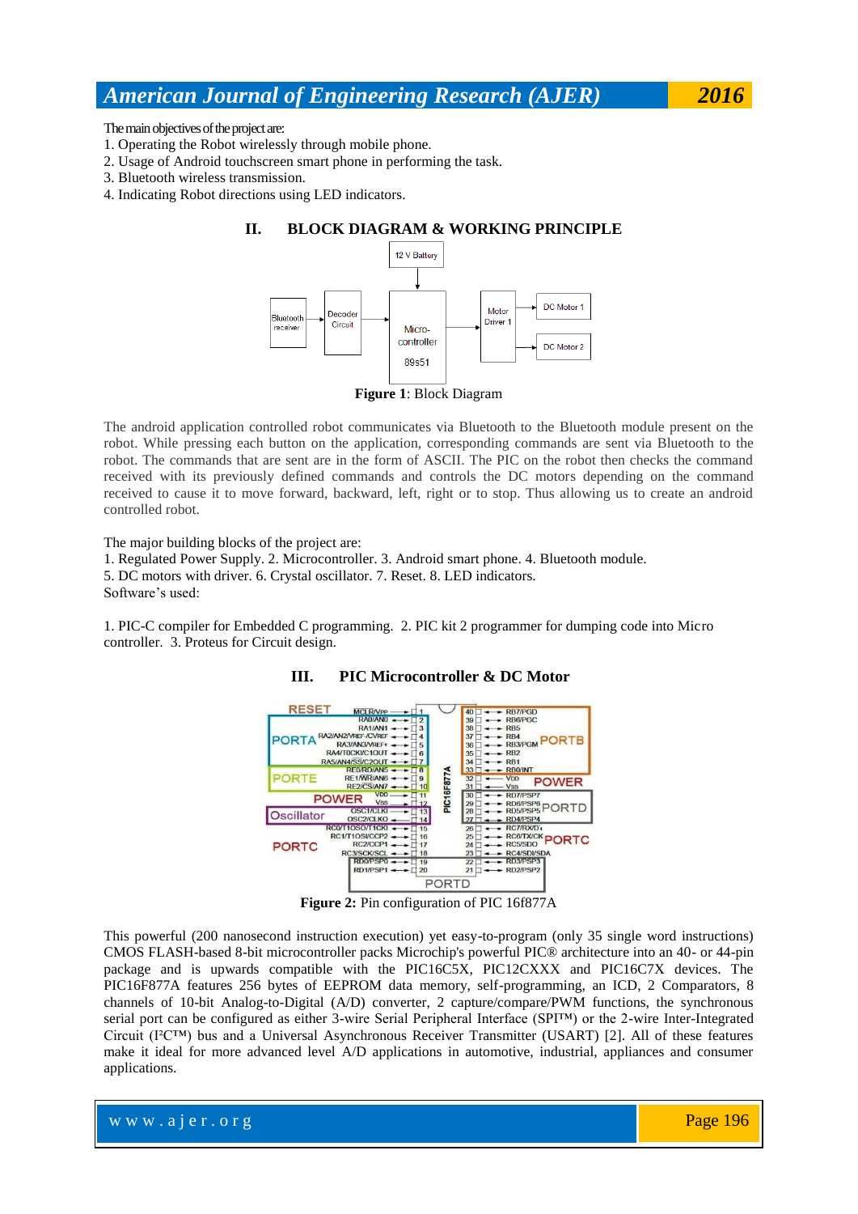The main objectives of the project are:

1. Operating the Robot wirelessly through mobile phone.
2. Usage of Android touchscreen smart phone in performing the task.
3. Bluetooth wireless transmission.
4. Indicating Robot directions using LED indicators.

## II. BLOCK DIAGRAM & WORKING PRINCIPLE

**Figure 1**: Block Diagram

The android application controlled robot communicates via Bluetooth to the Bluetooth module present on the robot. While pressing each button on the application, corresponding commands are sent via Bluetooth to the robot. The commands that are sent are in the form of ASCII. The PIC on the robot then checks the command received with its previously defined commands and controls the DC motors depending on the command received to cause it to move forward, backward, left, right or to stop. Thus allowing us to create an android controlled robot.

The major building blocks of the project are:
1. Regulated Power Supply. 2. Microcontroller. 3. Android smart phone. 4. Bluetooth module.
5. DC motors with driver. 6. Crystal oscillator. 7. Reset. 8. LED indicators.
Software's used:

1. PIC-C compiler for Embedded C programming. 2. PIC kit 2 programmer for dumping code into Micro controller. 3. Proteus for Circuit design.

## III. PIC Microcontroller & DC Motor

**Figure 2:** Pin configuration of PIC 16f877A

This powerful (200 nanosecond instruction execution) yet easy-to-program (only 35 single word instructions) CMOS FLASH-based 8-bit microcontroller packs Microchip's powerful PIC® architecture into an 40- or 44-pin package and is upwards compatible with the PIC16C5X, PIC12CXXX and PIC16C7X devices. The PIC16F877A features 256 bytes of EEPROM data memory, self-programming, an ICD, 2 Comparators, 8 channels of 10-bit Analog-to-Digital (A/D) converter, 2 capture/compare/PWM functions, the synchronous serial port can be configured as either 3-wire Serial Peripheral Interface (SPI™) or the 2-wire Inter-Integrated Circuit (I²C™) bus and a Universal Asynchronous Receiver Transmitter (USART) [2]. All of these features make it ideal for more advanced level A/D applications in automotive, industrial, appliances and consumer applications.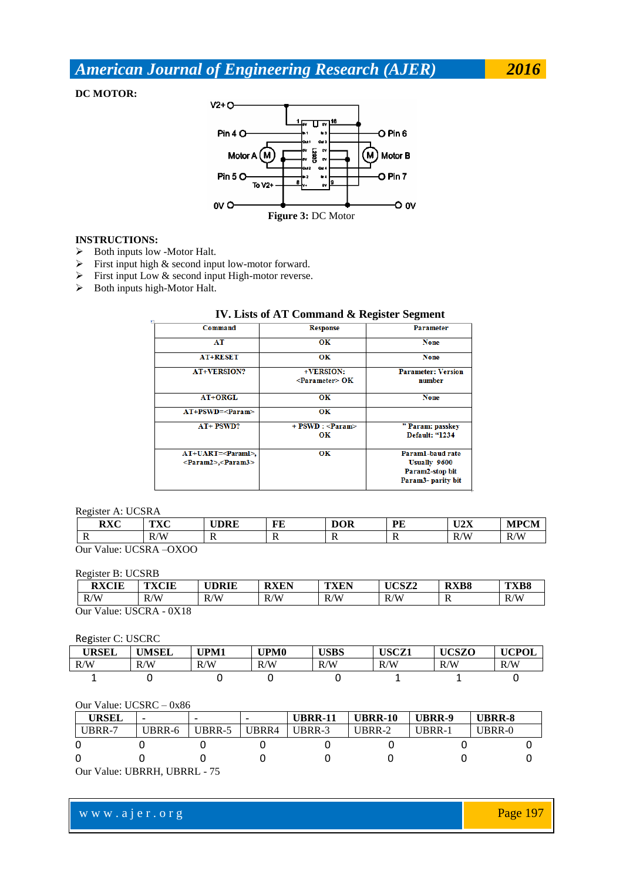**DC MOTOR:**

**Figure 3:** DC Motor

**INSTRUCTIONS:**

- Both inputs low -Motor Halt.
- First input high & second input low-motor forward.
- First input Low & second input High-motor reverse.
- Both inputs high-Motor Halt.

## IV. Lists of AT Command & Register Segment

| Command | Response | Parameter |
|---|---|---|
| AT | OK | None |
| AT+RESET | OK | None |
| AT+VERSION? | +VERSION: <Parameter> OK | Parameter: Version number |
| AT+ORGL | OK | None |
| AT+PSWD=<Param> | OK | |
| AT+ PSWD? | + PSWD : <Param> OK | " Param: passkey Default: "1234 |
| AT+UART=<Param1>, <Param2>,<Param3> | OK | Param1-baud rate Usually 9600 Param2-stop bit Param3- parity bit |

Register A: UCSRA

| RXC | TXC | UDRE | FE | DOR | PE | U2X | MPCM |
|---|---|---|---|---|---|---|---|
| R | R/W | R | R | R | R | R/W | R/W |

Our Value: UCSRA –OXOO

Register B: UCSRB

| RXCIE | TXCIE | UDRIE | RXEN | TXEN | UCSZ2 | RXB8 | TXB8 |
|---|---|---|---|---|---|---|---|
| R/W | R/W | R/W | R/W | R/W | R/W | R | R/W |

Our Value: USCRA - 0X18

Register C: USCRC

| URSEL | UMSEL | UPM1 | UPM0 | USBS | USCZ1 | UCSZO | UCPOL |
|---|---|---|---|---|---|---|---|
| R/W | R/W | R/W | R/W | R/W | R/W | R/W | R/W |
| 1 | 0 | 0 | 0 | 0 | 1 | 1 | 0 |

Our Value: UCSRC – 0x86

| URSEL | - | - | - | UBRR-11 | UBRR-10 | UBRR-9 | UBRR-8 |
|---|---|---|---|---|---|---|---|
| UBRR-7 | UBRR-6 | UBRR-5 | UBRR4 | UBRR-3 | UBRR-2 | UBRR-1 | UBRR-0 |
| 0 | 0 | 0 | 0 | 0 | 0 | 0 | 0 |
| 0 | 0 | 0 | 0 | 0 | 0 | 0 | 0 |

Our Value: UBRRH, UBRRL - 75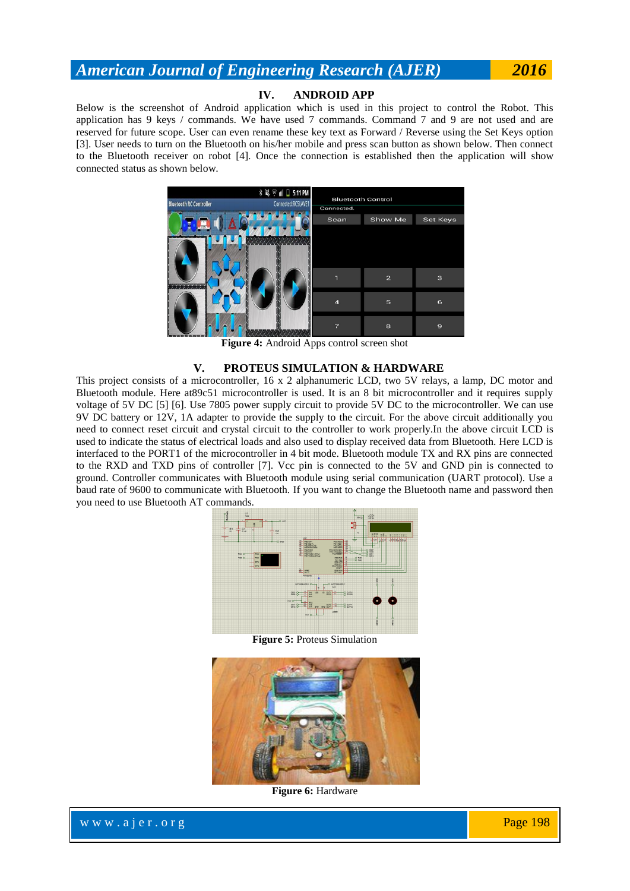## IV. ANDROID APP

Below is the screenshot of Android application which is used in this project to control the Robot. This application has 9 keys / commands. We have used 7 commands. Command 7 and 9 are not used and are reserved for future scope. User can even rename these key text as Forward / Reverse using the Set Keys option [3]. User needs to turn on the Bluetooth on his/her mobile and press scan button as shown below. Then connect to the Bluetooth receiver on robot [4]. Once the connection is established then the application will show connected status as shown below.

**Figure 4:** Android Apps control screen shot

## V. PROTEUS SIMULATION & HARDWARE

This project consists of a microcontroller, 16 x 2 alphanumeric LCD, two 5V relays, a lamp, DC motor and Bluetooth module. Here at89c51 microcontroller is used. It is an 8 bit microcontroller and it requires supply voltage of 5V DC [5] [6]. Use 7805 power supply circuit to provide 5V DC to the microcontroller. We can use 9V DC battery or 12V, 1A adapter to provide the supply to the circuit. For the above circuit additionally you need to connect reset circuit and crystal circuit to the controller to work properly.In the above circuit LCD is used to indicate the status of electrical loads and also used to display received data from Bluetooth. Here LCD is interfaced to the PORT1 of the microcontroller in 4 bit mode. Bluetooth module TX and RX pins are connected to the RXD and TXD pins of controller [7]. Vcc pin is connected to the 5V and GND pin is connected to ground. Controller communicates with Bluetooth module using serial communication (UART protocol). Use a baud rate of 9600 to communicate with Bluetooth. If you want to change the Bluetooth name and password then you need to use Bluetooth AT commands.

**Figure 5:** Proteus Simulation

**Figure 6:** Hardware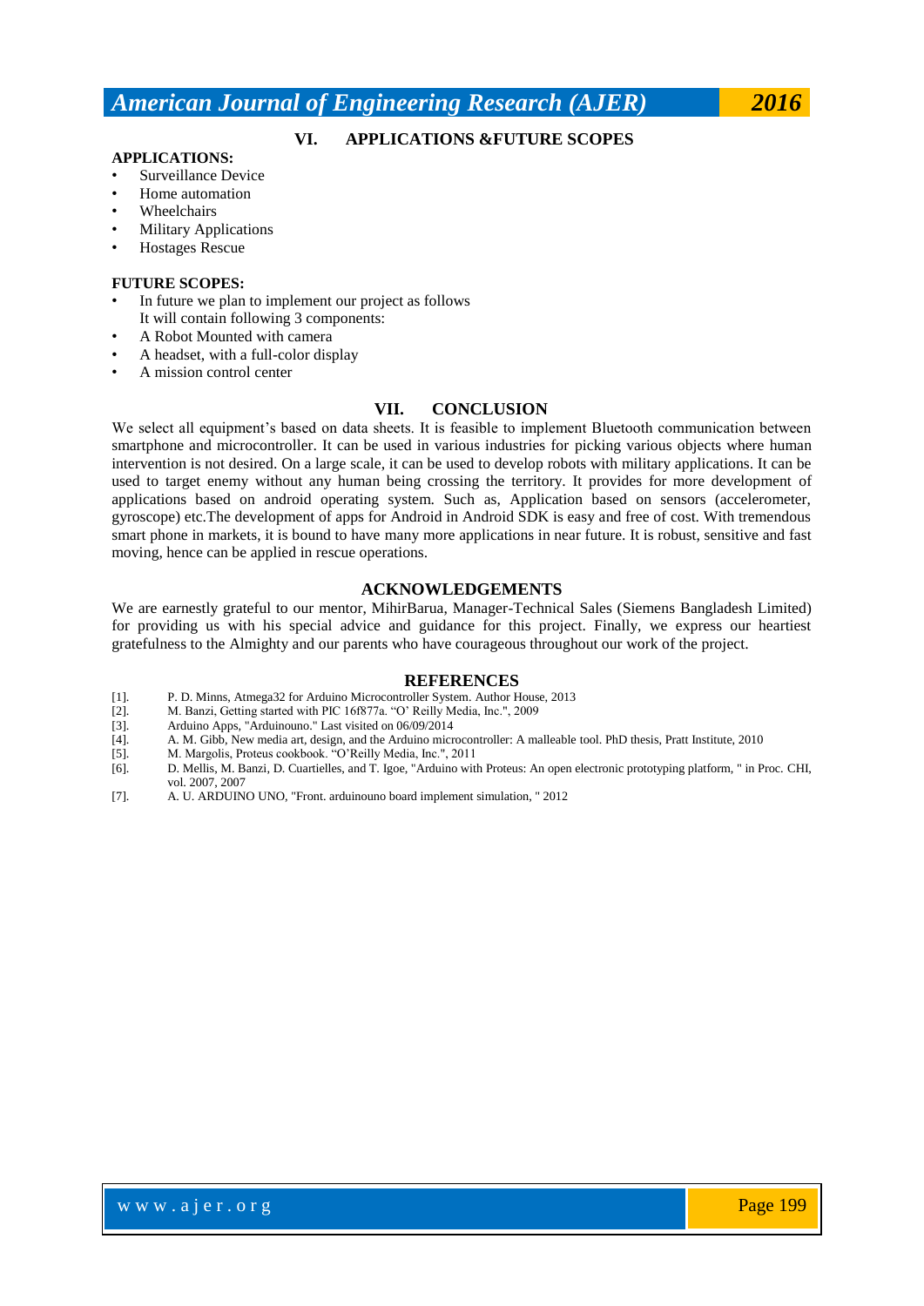## VI. APPLICATIONS &FUTURE SCOPES

**APPLICATIONS:**

- Surveillance Device
- Home automation
- Wheelchairs
- Military Applications
- Hostages Rescue

**FUTURE SCOPES:**

- In future we plan to implement our project as follows
  It will contain following 3 components:
- A Robot Mounted with camera
- A headset, with a full-color display
- A mission control center

## VII. CONCLUSION

We select all equipment's based on data sheets. It is feasible to implement Bluetooth communication between smartphone and microcontroller. It can be used in various industries for picking various objects where human intervention is not desired. On a large scale, it can be used to develop robots with military applications. It can be used to target enemy without any human being crossing the territory. It provides for more development of applications based on android operating system. Such as, Application based on sensors (accelerometer, gyroscope) etc.The development of apps for Android in Android SDK is easy and free of cost. With tremendous smart phone in markets, it is bound to have many more applications in near future. It is robust, sensitive and fast moving, hence can be applied in rescue operations.

## ACKNOWLEDGEMENTS

We are earnestly grateful to our mentor, MihirBarua, Manager-Technical Sales (Siemens Bangladesh Limited) for providing us with his special advice and guidance for this project. Finally, we express our heartiest gratefulness to the Almighty and our parents who have courageous throughout our work of the project.

## REFERENCES

[1]. P. D. Minns, Atmega32 for Arduino Microcontroller System. Author House, 2013
[2]. M. Banzi, Getting started with PIC 16f877a. "O' Reilly Media, Inc.", 2009
[3]. Arduino Apps, "Arduinouno." Last visited on 06/09/2014
[4]. A. M. Gibb, New media art, design, and the Arduino microcontroller: A malleable tool. PhD thesis, Pratt Institute, 2010
[5]. M. Margolis, Proteus cookbook. "O'Reilly Media, Inc.", 2011
[6]. D. Mellis, M. Banzi, D. Cuartielles, and T. Igoe, "Arduino with Proteus: An open electronic prototyping platform, " in Proc. CHI, vol. 2007, 2007
[7]. A. U. ARDUINO UNO, "Front. arduinouno board implement simulation, " 2012